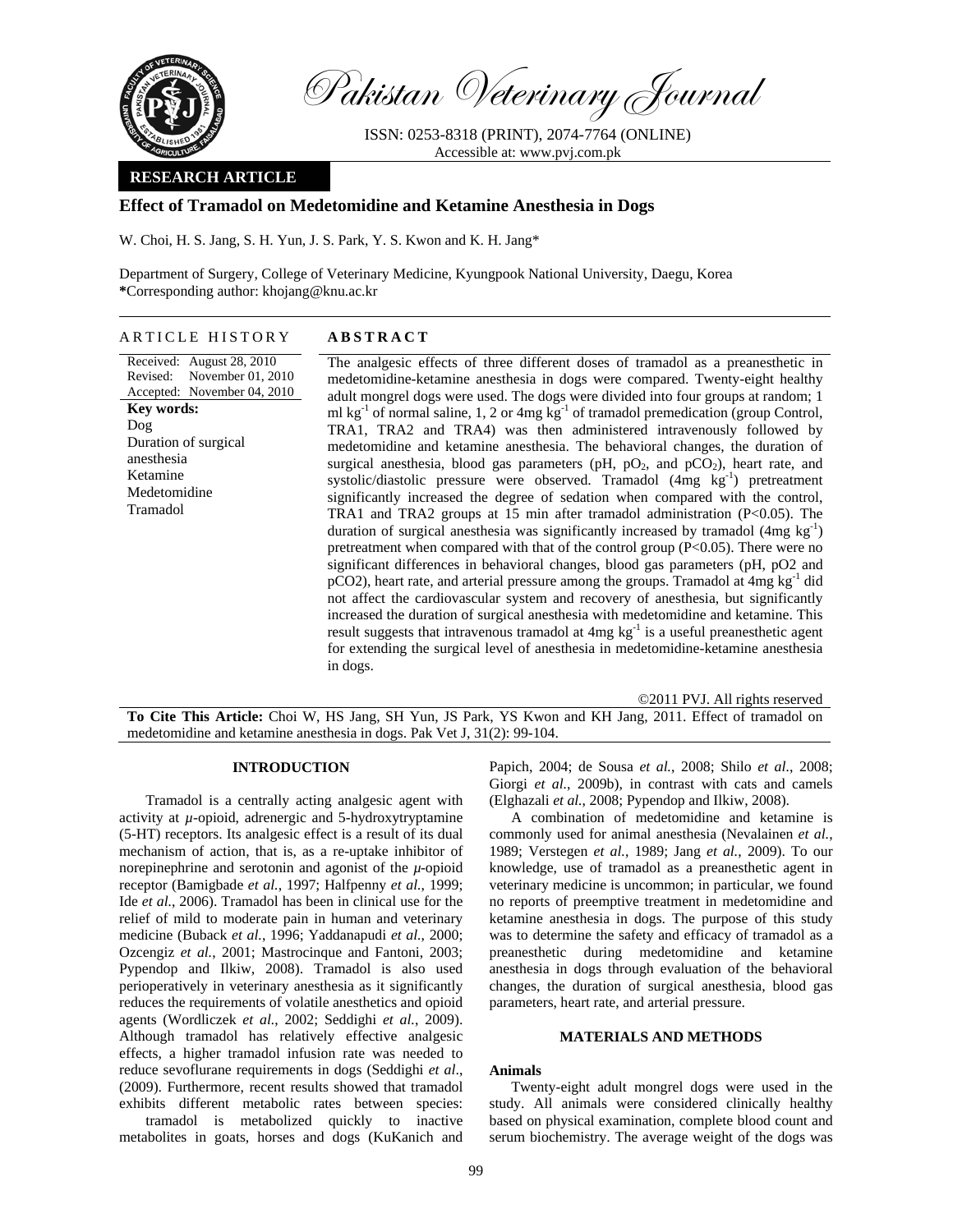# Pakistan Veterinary Journal

ISSN: 0253-8318 (PRINT), 2074-7764 (ONLINE)
Accessible at: www.pvj.com.pk

**RESEARCH ARTICLE**

## Effect of Tramadol on Medetomidine and Ketamine Anesthesia in Dogs

W. Choi, H. S. Jang, S. H. Yun, J. S. Park, Y. S. Kwon and K. H. Jang*

Department of Surgery, College of Veterinary Medicine, Kyungpook National University, Daegu, Korea
*Corresponding author: khojang@knu.ac.kr

### ARTICLE HISTORY

Received: August 28, 2010
Revised: November 01, 2010
Accepted: November 04, 2010

**Key words:**
Dog
Duration of surgical anesthesia
Ketamine
Medetomidine
Tramadol

### ABSTRACT

The analgesic effects of three different doses of tramadol as a preanesthetic in medetomidine-ketamine anesthesia in dogs were compared. Twenty-eight healthy adult mongrel dogs were used. The dogs were divided into four groups at random; 1 ml $kg^{-1}$ of normal saline, 1, 2 or 4mg $kg^{-1}$ of tramadol premedication (group Control, TRA1, TRA2 and TRA4) was then administered intravenously followed by medetomidine and ketamine anesthesia. The behavioral changes, the duration of surgical anesthesia, blood gas parameters (pH, $pO_2$, and $pCO_2$), heart rate, and systolic/diastolic pressure were observed. Tramadol (4mg $kg^{-1}$) pretreatment significantly increased the degree of sedation when compared with the control, TRA1 and TRA2 groups at 15 min after tramadol administration ($P<0.05$). The duration of surgical anesthesia was significantly increased by tramadol (4mg $kg^{-1}$) pretreatment when compared with that of the control group ($P<0.05$). There were no significant differences in behavioral changes, blood gas parameters (pH, pO2 and pCO2), heart rate, and arterial pressure among the groups. Tramadol at 4mg $kg^{-1}$ did not affect the cardiovascular system and recovery of anesthesia, but significantly increased the duration of surgical anesthesia with medetomidine and ketamine. This result suggests that intravenous tramadol at 4mg $kg^{-1}$ is a useful preanesthetic agent for extending the surgical level of anesthesia in medetomidine-ketamine anesthesia in dogs.

©2011 PVJ. All rights reserved

**To Cite This Article:** Choi W, HS Jang, SH Yun, JS Park, YS Kwon and KH Jang, 2011. Effect of tramadol on medetomidine and ketamine anesthesia in dogs. Pak Vet J, 31(2): 99-104.

## INTRODUCTION

Tramadol is a centrally acting analgesic agent with activity at *µ*-opioid, adrenergic and 5-hydroxytryptamine (5-HT) receptors. Its analgesic effect is a result of its dual mechanism of action, that is, as a re-uptake inhibitor of norepinephrine and serotonin and agonist of the *µ*-opioid receptor (Bamigbade *et al.*, 1997; Halfpenny *et al.*, 1999; Ide *et al.*, 2006). Tramadol has been in clinical use for the relief of mild to moderate pain in human and veterinary medicine (Buback *et al.*, 1996; Yaddanapudi *et al.*, 2000; Ozcengiz *et al.*, 2001; Mastrocinque and Fantoni, 2003; Pypendop and Ilkiw, 2008). Tramadol is also used perioperatively in veterinary anesthesia as it significantly reduces the requirements of volatile anesthetics and opioid agents (Wordliczek *et al.*, 2002; Seddighi *et al.*, 2009). Although tramadol has relatively effective analgesic effects, a higher tramadol infusion rate was needed to reduce sevoflurane requirements in dogs (Seddighi *et al*., (2009). Furthermore, recent results showed that tramadol exhibits different metabolic rates between species: tramadol is metabolized quickly to inactive metabolites in goats, horses and dogs (KuKanich and Papich, 2004; de Sousa *et al.*, 2008; Shilo *et al.*, 2008; Giorgi *et al.*, 2009b), in contrast with cats and camels (Elghazali *et al.*, 2008; Pypendop and Ilkiw, 2008).

A combination of medetomidine and ketamine is commonly used for animal anesthesia (Nevalainen *et al.*, 1989; Verstegen *et al.*, 1989; Jang *et al.*, 2009). To our knowledge, use of tramadol as a preanesthetic agent in veterinary medicine is uncommon; in particular, we found no reports of preemptive treatment in medetomidine and ketamine anesthesia in dogs. The purpose of this study was to determine the safety and efficacy of tramadol as a preanesthetic during medetomidine and ketamine anesthesia in dogs through evaluation of the behavioral changes, the duration of surgical anesthesia, blood gas parameters, heart rate, and arterial pressure.

## MATERIALS AND METHODS

### Animals

Twenty-eight adult mongrel dogs were used in the study. All animals were considered clinically healthy based on physical examination, complete blood count and serum biochemistry. The average weight of the dogs was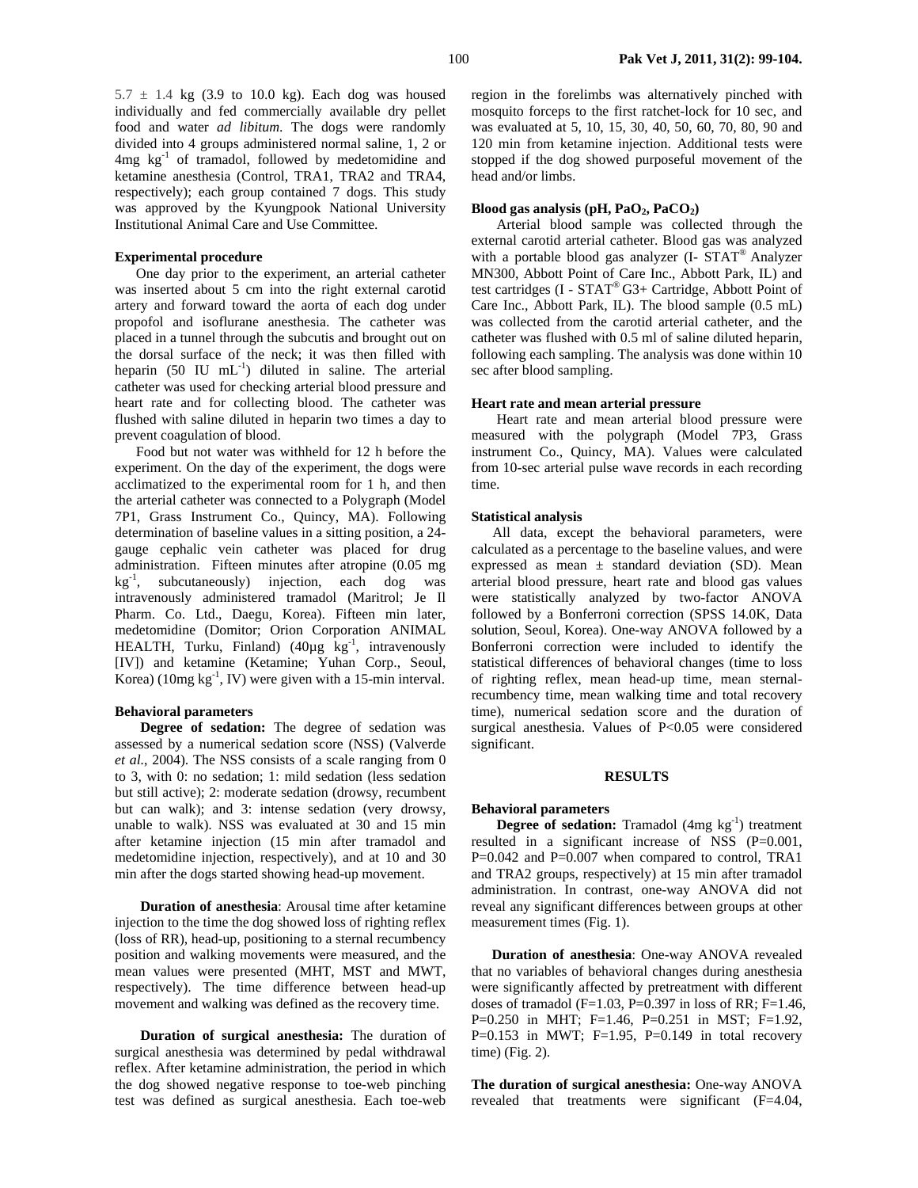5.7 ± 1.4 kg (3.9 to 10.0 kg). Each dog was housed individually and fed commercially available dry pellet food and water *ad libitum*. The dogs were randomly divided into 4 groups administered normal saline, 1, 2 or 4mg $kg^{-1}$ of tramadol, followed by medetomidine and ketamine anesthesia (Control, TRA1, TRA2 and TRA4, respectively); each group contained 7 dogs. This study was approved by the Kyungpook National University Institutional Animal Care and Use Committee.

### Experimental procedure

One day prior to the experiment, an arterial catheter was inserted about 5 cm into the right external carotid artery and forward toward the aorta of each dog under propofol and isoflurane anesthesia. The catheter was placed in a tunnel through the subcutis and brought out on the dorsal surface of the neck; it was then filled with heparin (50 IU $mL^{-1}$) diluted in saline. The arterial catheter was used for checking arterial blood pressure and heart rate and for collecting blood. The catheter was flushed with saline diluted in heparin two times a day to prevent coagulation of blood.

Food but not water was withheld for 12 h before the experiment. On the day of the experiment, the dogs were acclimatized to the experimental room for 1 h, and then the arterial catheter was connected to a Polygraph (Model 7P1, Grass Instrument Co., Quincy, MA). Following determination of baseline values in a sitting position, a 24-gauge cephalic vein catheter was placed for drug administration. Fifteen minutes after atropine (0.05 mg $kg^{-1}$, subcutaneously) injection, each dog was intravenously administered tramadol (Maritrol; Je Il Pharm. Co. Ltd., Daegu, Korea). Fifteen min later, medetomidine (Domitor; Orion Corporation ANIMAL HEALTH, Turku, Finland) (40μg $kg^{-1}$, intravenously [IV]) and ketamine (Ketamine; Yuhan Corp., Seoul, Korea) (10mg $kg^{-1}$, IV) were given with a 15-min interval.

### Behavioral parameters

**Degree of sedation:** The degree of sedation was assessed by a numerical sedation score (NSS) (Valverde *et al.*, 2004). The NSS consists of a scale ranging from 0 to 3, with 0: no sedation; 1: mild sedation (less sedation but still active); 2: moderate sedation (drowsy, recumbent but can walk); and 3: intense sedation (very drowsy, unable to walk). NSS was evaluated at 30 and 15 min after ketamine injection (15 min after tramadol and medetomidine injection, respectively), and at 10 and 30 min after the dogs started showing head-up movement.

**Duration of anesthesia**: Arousal time after ketamine injection to the time the dog showed loss of righting reflex (loss of RR), head-up, positioning to a sternal recumbency position and walking movements were measured, and the mean values were presented (MHT, MST and MWT, respectively). The time difference between head-up movement and walking was defined as the recovery time.

**Duration of surgical anesthesia:** The duration of surgical anesthesia was determined by pedal withdrawal reflex. After ketamine administration, the period in which the dog showed negative response to toe-web pinching test was defined as surgical anesthesia. Each toe-web region in the forelimbs was alternatively pinched with mosquito forceps to the first ratchet-lock for 10 sec, and was evaluated at 5, 10, 15, 30, 40, 50, 60, 70, 80, 90 and 120 min from ketamine injection. Additional tests were stopped if the dog showed purposeful movement of the head and/or limbs.

### Blood gas analysis (pH, $PaO_2$, $PaCO_2$)

Arterial blood sample was collected through the external carotid arterial catheter. Blood gas was analyzed with a portable blood gas analyzer (I- STAT® Analyzer MN300, Abbott Point of Care Inc., Abbott Park, IL) and test cartridges (I - STAT® G3+ Cartridge, Abbott Point of Care Inc., Abbott Park, IL). The blood sample (0.5 mL) was collected from the carotid arterial catheter, and the catheter was flushed with 0.5 ml of saline diluted heparin, following each sampling. The analysis was done within 10 sec after blood sampling.

### Heart rate and mean arterial pressure

Heart rate and mean arterial blood pressure were measured with the polygraph (Model 7P3, Grass instrument Co., Quincy, MA). Values were calculated from 10-sec arterial pulse wave records in each recording time.

### Statistical analysis

All data, except the behavioral parameters, were calculated as a percentage to the baseline values, and were expressed as mean ± standard deviation (SD). Mean arterial blood pressure, heart rate and blood gas values were statistically analyzed by two-factor ANOVA followed by a Bonferroni correction (SPSS 14.0K, Data solution, Seoul, Korea). One-way ANOVA followed by a Bonferroni correction were included to identify the statistical differences of behavioral changes (time to loss of righting reflex, mean head-up time, mean sternal-recumbency time, mean walking time and total recovery time), numerical sedation score and the duration of surgical anesthesia. Values of $P<0.05$ were considered significant.

## RESULTS

### Behavioral parameters

**Degree of sedation:** Tramadol (4mg $kg^{-1}$) treatment resulted in a significant increase of NSS ($P=0.001$, $P=0.042$ and $P=0.007$ when compared to control, TRA1 and TRA2 groups, respectively) at 15 min after tramadol administration. In contrast, one-way ANOVA did not reveal any significant differences between groups at other measurement times (Fig. 1).

**Duration of anesthesia**: One-way ANOVA revealed that no variables of behavioral changes during anesthesia were significantly affected by pretreatment with different doses of tramadol ($F=1.03$, $P=0.397$ in loss of RR; $F=1.46$, $P=0.250$ in MHT; $F=1.46$, $P=0.251$ in MST; $F=1.92$, $P=0.153$ in MWT; $F=1.95$, $P=0.149$ in total recovery time) (Fig. 2).

**The duration of surgical anesthesia:** One-way ANOVA revealed that treatments were significant ($F=4.04$,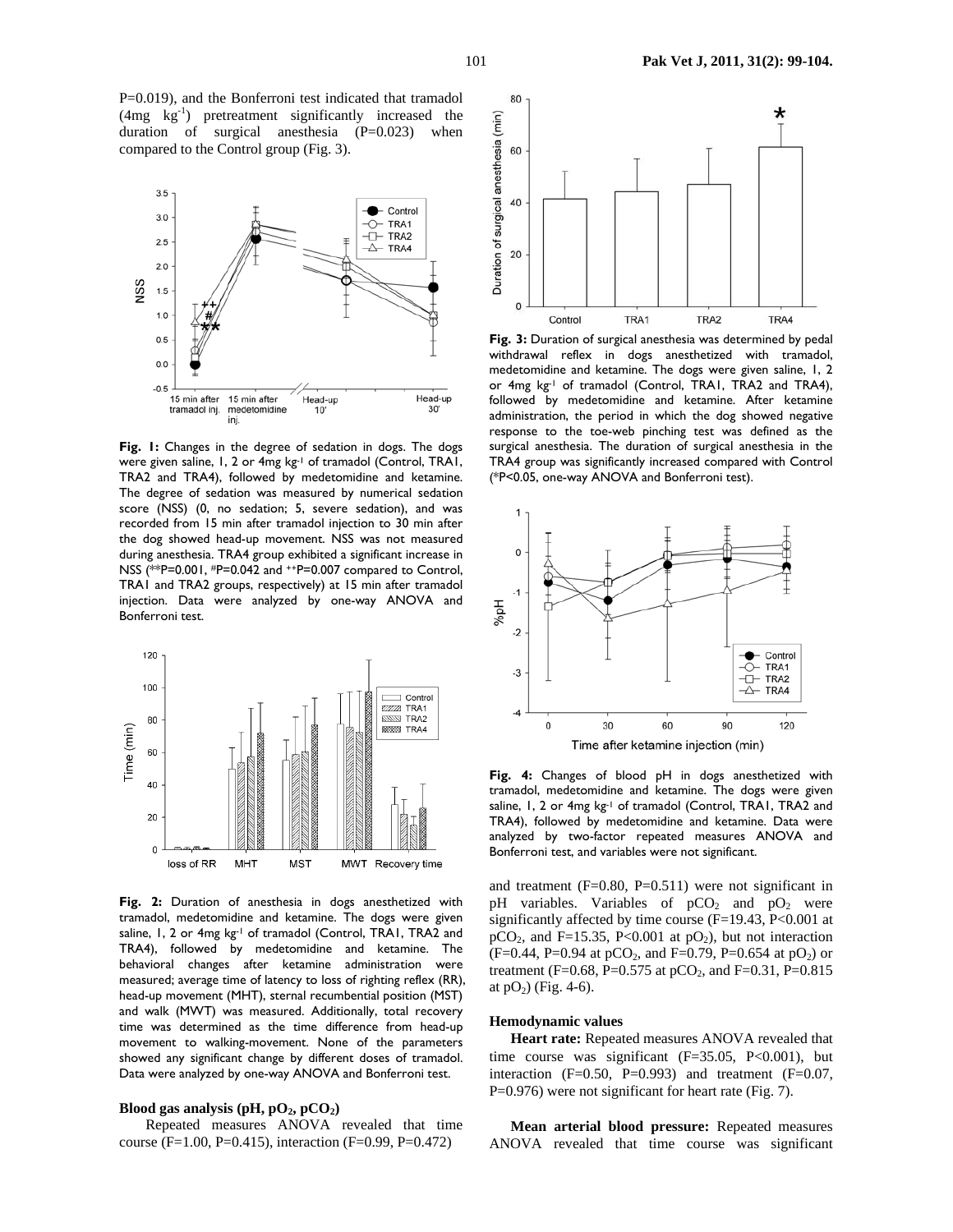P=0.019), and the Bonferroni test indicated that tramadol (4mg $kg^{-1}$) pretreatment significantly increased the duration of surgical anesthesia (P=0.023) when compared to the Control group (Fig. 3).

**Fig. 1:** Changes in the degree of sedation in dogs. The dogs were given saline, 1, 2 or 4mg $kg^{-1}$ of tramadol (Control, TRA1, TRA2 and TRA4), followed by medetomidine and ketamine. The degree of sedation was measured by numerical sedation score (NSS) (0, no sedation; 5, severe sedation), and was recorded from 15 min after tramadol injection to 30 min after the dog showed head-up movement. NSS was not measured during anesthesia. TRA4 group exhibited a significant increase in NSS (**P=0.001, #P=0.042 and ++P=0.007 compared to Control, TRA1 and TRA2 groups, respectively) at 15 min after tramadol injection. Data were analyzed by one-way ANOVA and Bonferroni test.

**Fig. 2:** Duration of anesthesia in dogs anesthetized with tramadol, medetomidine and ketamine. The dogs were given saline, 1, 2 or 4mg $kg^{-1}$ of tramadol (Control, TRA1, TRA2 and TRA4), followed by medetomidine and ketamine. The behavioral changes after ketamine administration were measured; average time of latency to loss of righting reflex (RR), head-up movement (MHT), sternal recumbential position (MST) and walk (MWT) was measured. Additionally, total recovery time was determined as the time difference from head-up movement to walking-movement. None of the parameters showed any significant change by different doses of tramadol. Data were analyzed by one-way ANOVA and Bonferroni test.

### Blood gas analysis (pH, $pO_2$, $pCO_2$)

Repeated measures ANOVA revealed that time course (F=1.00, P=0.415), interaction (F=0.99, P=0.472) and treatment (F=0.80, P=0.511) were not significant in pH variables. Variables of $pCO_2$ and $pO_2$ were significantly affected by time course (F=19.43, P<0.001 at $pCO_2$, and F=15.35, P<0.001 at $pO_2$), but not interaction (F=0.44, P=0.94 at $pCO_2$, and F=0.79, P=0.654 at $pO_2$) or treatment (F=0.68, P=0.575 at $pCO_2$, and F=0.31, P=0.815 at $pO_2$) (Fig. 4-6).

**Fig. 3:** Duration of surgical anesthesia was determined by pedal withdrawal reflex in dogs anesthetized with tramadol, medetomidine and ketamine. The dogs were given saline, 1, 2 or 4mg $kg^{-1}$ of tramadol (Control, TRA1, TRA2 and TRA4), followed by medetomidine and ketamine. After ketamine administration, the period in which the dog showed negative response to the toe-web pinching test was defined as the surgical anesthesia. The duration of surgical anesthesia in the TRA4 group was significantly increased compared with Control (*P<0.05, one-way ANOVA and Bonferroni test).

**Fig. 4:** Changes of blood pH in dogs anesthetized with tramadol, medetomidine and ketamine. The dogs were given saline, 1, 2 or 4mg $kg^{-1}$ of tramadol (Control, TRA1, TRA2 and TRA4), followed by medetomidine and ketamine. Data were analyzed by two-factor repeated measures ANOVA and Bonferroni test, and variables were not significant.

### Hemodynamic values

**Heart rate:** Repeated measures ANOVA revealed that time course was significant (F=35.05, P<0.001), but interaction (F=0.50, P=0.993) and treatment (F=0.07, P=0.976) were not significant for heart rate (Fig. 7).

**Mean arterial blood pressure:** Repeated measures ANOVA revealed that time course was significant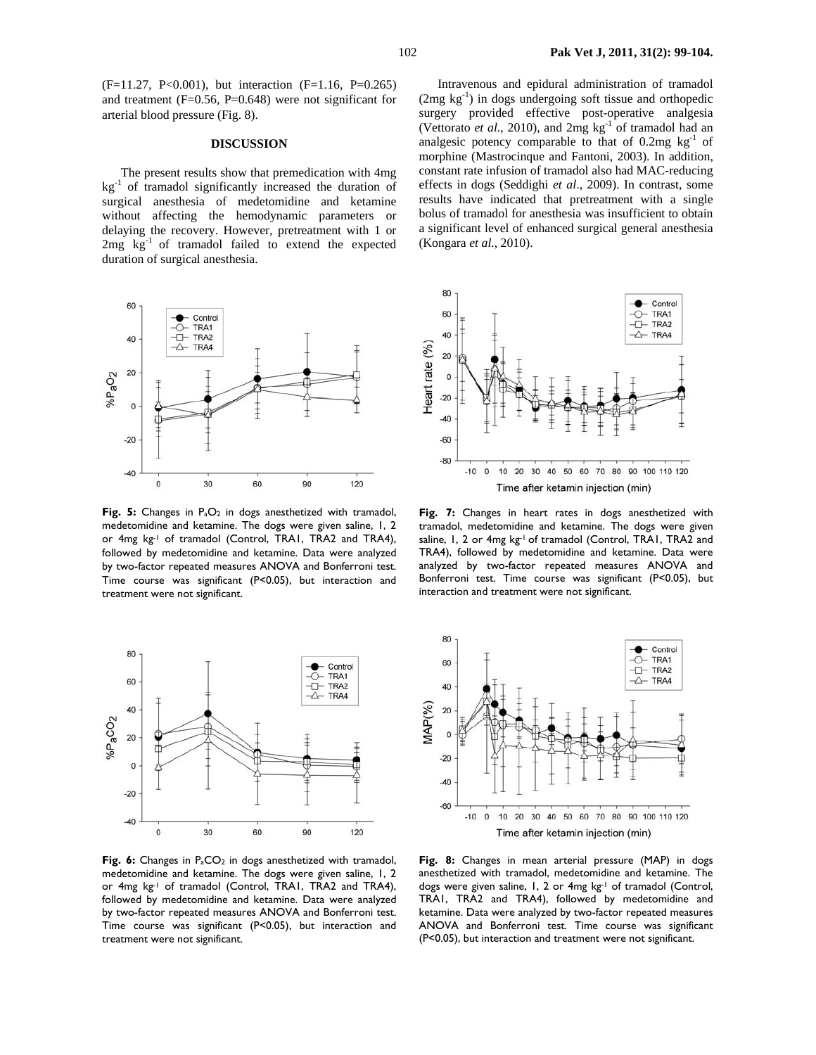(F=11.27, P<0.001), but interaction (F=1.16, P=0.265) and treatment (F=0.56, P=0.648) were not significant for arterial blood pressure (Fig. 8).

## DISCUSSION

The present results show that premedication with 4mg $kg^{-1}$ of tramadol significantly increased the duration of surgical anesthesia of medetomidine and ketamine without affecting the hemodynamic parameters or delaying the recovery. However, pretreatment with 1 or 2mg $kg^{-1}$ of tramadol failed to extend the expected duration of surgical anesthesia.

Intravenous and epidural administration of tramadol (2mg $kg^{-1}$) in dogs undergoing soft tissue and orthopedic surgery provided effective post-operative analgesia (Vettorato *et al.*, 2010), and 2mg $kg^{-1}$ of tramadol had an analgesic potency comparable to that of 0.2mg $kg^{-1}$ of morphine (Mastrocinque and Fantoni, 2003). In addition, constant rate infusion of tramadol also had MAC-reducing effects in dogs (Seddighi *et al.*, 2009). In contrast, some results have indicated that pretreatment with a single bolus of tramadol for anesthesia was insufficient to obtain a significant level of enhanced surgical general anesthesia (Kongara *et al.*, 2010).

**Fig. 5:** Changes in $P_aO_2$ in dogs anesthetized with tramadol, medetomidine and ketamine. The dogs were given saline, 1, 2 or 4mg $kg^{-1}$ of tramadol (Control, TRA1, TRA2 and TRA4), followed by medetomidine and ketamine. Data were analyzed by two-factor repeated measures ANOVA and Bonferroni test. Time course was significant (P<0.05), but interaction and treatment were not significant.

**Fig. 7:** Changes in heart rates in dogs anesthetized with tramadol, medetomidine and ketamine. The dogs were given saline, 1, 2 or 4mg $kg^{-1}$ of tramadol (Control, TRA1, TRA2 and TRA4), followed by medetomidine and ketamine. Data were analyzed by two-factor repeated measures ANOVA and Bonferroni test. Time course was significant (P<0.05), but interaction and treatment were not significant.

**Fig. 6:** Changes in $P_aCO_2$ in dogs anesthetized with tramadol, medetomidine and ketamine. The dogs were given saline, 1, 2 or 4mg $kg^{-1}$ of tramadol (Control, TRA1, TRA2 and TRA4), followed by medetomidine and ketamine. Data were analyzed by two-factor repeated measures ANOVA and Bonferroni test. Time course was significant (P<0.05), but interaction and treatment were not significant.

**Fig. 8:** Changes in mean arterial pressure (MAP) in dogs anesthetized with tramadol, medetomidine and ketamine. The dogs were given saline, 1, 2 or 4mg $kg^{-1}$ of tramadol (Control, TRA1, TRA2 and TRA4), followed by medetomidine and ketamine. Data were analyzed by two-factor repeated measures ANOVA and Bonferroni test. Time course was significant (P<0.05), but interaction and treatment were not significant.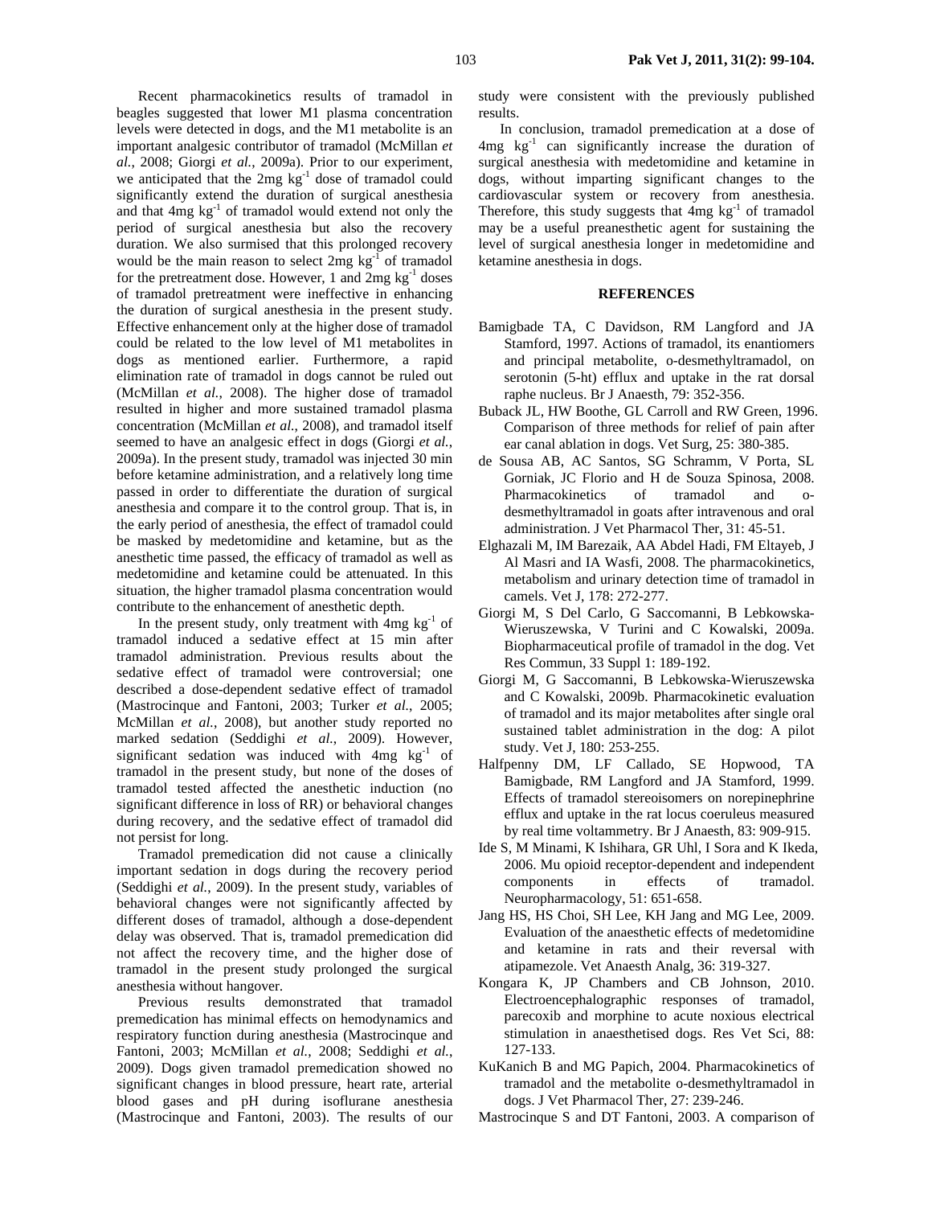Recent pharmacokinetics results of tramadol in beagles suggested that lower M1 plasma concentration levels were detected in dogs, and the M1 metabolite is an important analgesic contributor of tramadol (McMillan *et al.*, 2008; Giorgi *et al.*, 2009a). Prior to our experiment, we anticipated that the 2mg $kg^{-1}$ dose of tramadol could significantly extend the duration of surgical anesthesia and that 4mg $kg^{-1}$ of tramadol would extend not only the period of surgical anesthesia but also the recovery duration. We also surmised that this prolonged recovery would be the main reason to select 2mg $kg^{-1}$ of tramadol for the pretreatment dose. However, 1 and 2mg $kg^{-1}$ doses of tramadol pretreatment were ineffective in enhancing the duration of surgical anesthesia in the present study. Effective enhancement only at the higher dose of tramadol could be related to the low level of M1 metabolites in dogs as mentioned earlier. Furthermore, a rapid elimination rate of tramadol in dogs cannot be ruled out (McMillan *et al.*, 2008). The higher dose of tramadol resulted in higher and more sustained tramadol plasma concentration (McMillan *et al.*, 2008), and tramadol itself seemed to have an analgesic effect in dogs (Giorgi *et al.*, 2009a). In the present study, tramadol was injected 30 min before ketamine administration, and a relatively long time passed in order to differentiate the duration of surgical anesthesia and compare it to the control group. That is, in the early period of anesthesia, the effect of tramadol could be masked by medetomidine and ketamine, but as the anesthetic time passed, the efficacy of tramadol as well as medetomidine and ketamine could be attenuated. In this situation, the higher tramadol plasma concentration would contribute to the enhancement of anesthetic depth.

In the present study, only treatment with 4mg $kg^{-1}$ of tramadol induced a sedative effect at 15 min after tramadol administration. Previous results about the sedative effect of tramadol were controversial; one described a dose-dependent sedative effect of tramadol (Mastrocinque and Fantoni, 2003; Turker *et al.*, 2005; McMillan *et al.*, 2008), but another study reported no marked sedation (Seddighi *et al.*, 2009). However, significant sedation was induced with 4mg $kg^{-1}$ of tramadol in the present study, but none of the doses of tramadol tested affected the anesthetic induction (no significant difference in loss of RR) or behavioral changes during recovery, and the sedative effect of tramadol did not persist for long.

Tramadol premedication did not cause a clinically important sedation in dogs during the recovery period (Seddighi *et al.*, 2009). In the present study, variables of behavioral changes were not significantly affected by different doses of tramadol, although a dose-dependent delay was observed. That is, tramadol premedication did not affect the recovery time, and the higher dose of tramadol in the present study prolonged the surgical anesthesia without hangover.

Previous results demonstrated that tramadol premedication has minimal effects on hemodynamics and respiratory function during anesthesia (Mastrocinque and Fantoni, 2003; McMillan *et al.*, 2008; Seddighi *et al.*, 2009). Dogs given tramadol premedication showed no significant changes in blood pressure, heart rate, arterial blood gases and pH during isoflurane anesthesia (Mastrocinque and Fantoni, 2003). The results of our study were consistent with the previously published results.

In conclusion, tramadol premedication at a dose of 4mg $kg^{-1}$ can significantly increase the duration of surgical anesthesia with medetomidine and ketamine in dogs, without imparting significant changes to the cardiovascular system or recovery from anesthesia. Therefore, this study suggests that 4mg $kg^{-1}$ of tramadol may be a useful preanesthetic agent for sustaining the level of surgical anesthesia longer in medetomidine and ketamine anesthesia in dogs.

## REFERENCES

Bamigbade TA, C Davidson, RM Langford and JA Stamford, 1997. Actions of tramadol, its enantiomers and principal metabolite, o-desmethyltramadol, on serotonin (5-ht) efflux and uptake in the rat dorsal raphe nucleus. Br J Anaesth, 79: 352-356.

Buback JL, HW Boothe, GL Carroll and RW Green, 1996. Comparison of three methods for relief of pain after ear canal ablation in dogs. Vet Surg, 25: 380-385.

de Sousa AB, AC Santos, SG Schramm, V Porta, SL Gorniak, JC Florio and H de Souza Spinosa, 2008. Pharmacokinetics of tramadol and o-desmethyltramadol in goats after intravenous and oral administration. J Vet Pharmacol Ther, 31: 45-51.

Elghazali M, IM Barezaik, AA Abdel Hadi, FM Eltayeb, J Al Masri and IA Wasfi, 2008. The pharmacokinetics, metabolism and urinary detection time of tramadol in camels. Vet J, 178: 272-277.

Giorgi M, S Del Carlo, G Saccomanni, B Lebkowska-Wieruszewska, V Turini and C Kowalski, 2009a. Biopharmaceutical profile of tramadol in the dog. Vet Res Commun, 33 Suppl 1: 189-192.

Giorgi M, G Saccomanni, B Lebkowska-Wieruszewska and C Kowalski, 2009b. Pharmacokinetic evaluation of tramadol and its major metabolites after single oral sustained tablet administration in the dog: A pilot study. Vet J, 180: 253-255.

Halfpenny DM, LF Callado, SE Hopwood, TA Bamigbade, RM Langford and JA Stamford, 1999. Effects of tramadol stereoisomers on norepinephrine efflux and uptake in the rat locus coeruleus measured by real time voltammetry. Br J Anaesth, 83: 909-915.

Ide S, M Minami, K Ishihara, GR Uhl, I Sora and K Ikeda, 2006. Mu opioid receptor-dependent and independent components in effects of tramadol. Neuropharmacology, 51: 651-658.

Jang HS, HS Choi, SH Lee, KH Jang and MG Lee, 2009. Evaluation of the anaesthetic effects of medetomidine and ketamine in rats and their reversal with atipamezole. Vet Anaesth Analg, 36: 319-327.

Kongara K, JP Chambers and CB Johnson, 2010. Electroencephalographic responses of tramadol, parecoxib and morphine to acute noxious electrical stimulation in anaesthetised dogs. Res Vet Sci, 88: 127-133.

KuKanich B and MG Papich, 2004. Pharmacokinetics of tramadol and the metabolite o-desmethyltramadol in dogs. J Vet Pharmacol Ther, 27: 239-246.

Mastrocinque S and DT Fantoni, 2003. A comparison of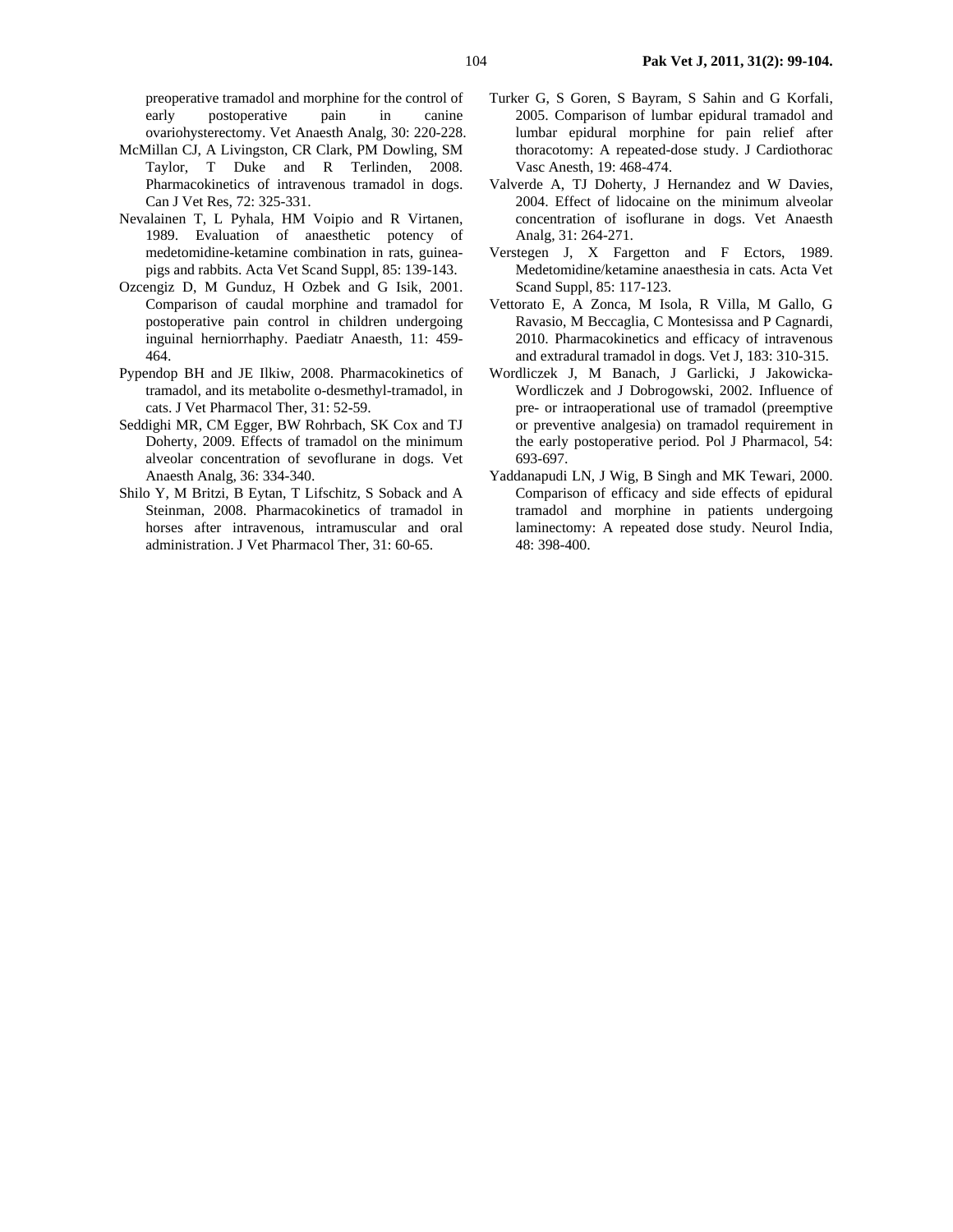preoperative tramadol and morphine for the control of early postoperative pain in canine ovariohysterectomy. Vet Anaesth Analg, 30: 220-228.

McMillan CJ, A Livingston, CR Clark, PM Dowling, SM Taylor, T Duke and R Terlinden, 2008. Pharmacokinetics of intravenous tramadol in dogs. Can J Vet Res, 72: 325-331.

Nevalainen T, L Pyhala, HM Voipio and R Virtanen, 1989. Evaluation of anaesthetic potency of medetomidine-ketamine combination in rats, guinea-pigs and rabbits. Acta Vet Scand Suppl, 85: 139-143.

Ozcengiz D, M Gunduz, H Ozbek and G Isik, 2001. Comparison of caudal morphine and tramadol for postoperative pain control in children undergoing inguinal herniorrhaphy. Paediatr Anaesth, 11: 459-464.

Pypendop BH and JE Ilkiw, 2008. Pharmacokinetics of tramadol, and its metabolite o-desmethyl-tramadol, in cats. J Vet Pharmacol Ther, 31: 52-59.

Seddighi MR, CM Egger, BW Rohrbach, SK Cox and TJ Doherty, 2009. Effects of tramadol on the minimum alveolar concentration of sevoflurane in dogs. Vet Anaesth Analg, 36: 334-340.

Shilo Y, M Britzi, B Eytan, T Lifschitz, S Soback and A Steinman, 2008. Pharmacokinetics of tramadol in horses after intravenous, intramuscular and oral administration. J Vet Pharmacol Ther, 31: 60-65.

Turker G, S Goren, S Bayram, S Sahin and G Korfali, 2005. Comparison of lumbar epidural tramadol and lumbar epidural morphine for pain relief after thoracotomy: A repeated-dose study. J Cardiothorac Vasc Anesth, 19: 468-474.

Valverde A, TJ Doherty, J Hernandez and W Davies, 2004. Effect of lidocaine on the minimum alveolar concentration of isoflurane in dogs. Vet Anaesth Analg, 31: 264-271.

Verstegen J, X Fargetton and F Ectors, 1989. Medetomidine/ketamine anaesthesia in cats. Acta Vet Scand Suppl, 85: 117-123.

Vettorato E, A Zonca, M Isola, R Villa, M Gallo, G Ravasio, M Beccaglia, C Montesissa and P Cagnardi, 2010. Pharmacokinetics and efficacy of intravenous and extradural tramadol in dogs. Vet J, 183: 310-315.

Wordliczek J, M Banach, J Garlicki, J Jakowicka-Wordliczek and J Dobrogowski, 2002. Influence of pre- or intraoperational use of tramadol (preemptive or preventive analgesia) on tramadol requirement in the early postoperative period. Pol J Pharmacol, 54: 693-697.

Yaddanapudi LN, J Wig, B Singh and MK Tewari, 2000. Comparison of efficacy and side effects of epidural tramadol and morphine in patients undergoing laminectomy: A repeated dose study. Neurol India, 48: 398-400.